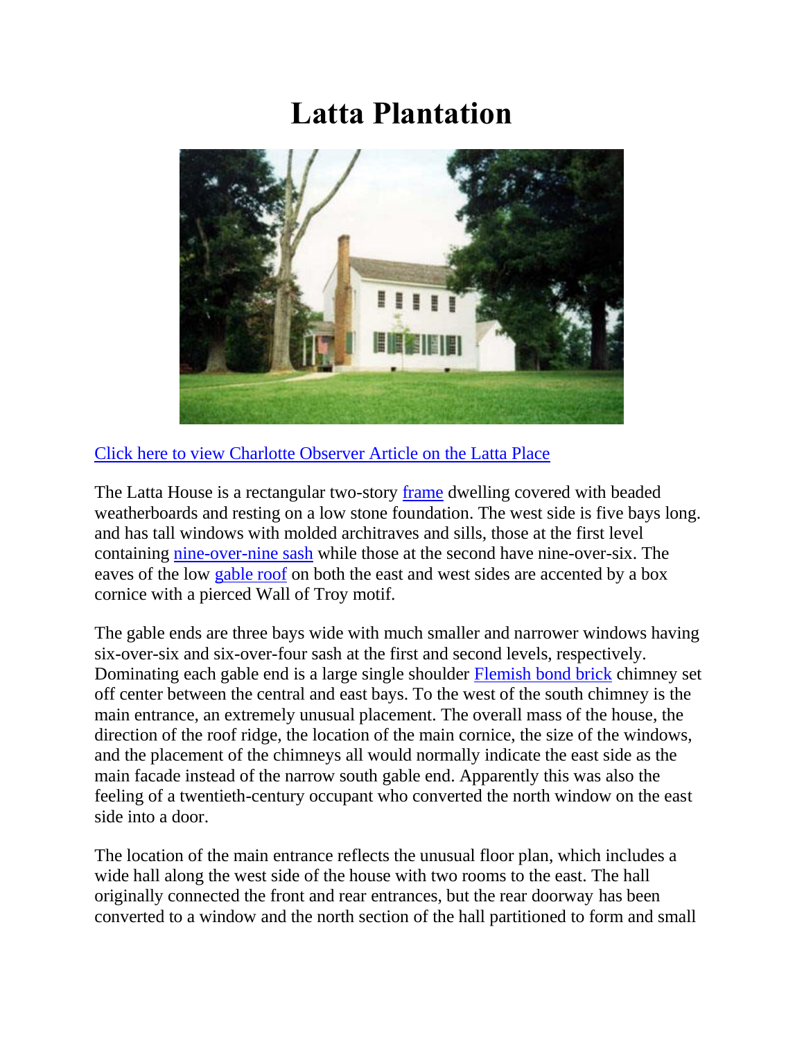# Latta Plantation

[Click here to view Charlotte Observer Article on the Latta Place]

The Latta House is a rectangular two-story frame dwelling covered with beaded weatherboards and resting on a low stone foundation. The west side is five bays long. and has tall windows with molded architraves and sills, those at the first level containing nine-over-nine sash while those at the second have nine-over-six. The eaves of the low gable roof on both the east and west sides are accented by a box cornice with a pierced Wall of Troy motif.

The gable ends are three bays wide with much smaller and narrower windows having six-over-six and six-over-four sash at the first and second levels, respectively. Dominating each gable end is a large single shoulder Flemish bond brick chimney set off center between the central and east bays. To the west of the south chimney is the main entrance, an extremely unusual placement. The overall mass of the house, the direction of the roof ridge, the location of the main cornice, the size of the windows, and the placement of the chimneys all would normally indicate the east side as the main facade instead of the narrow south gable end. Apparently this was also the feeling of a twentieth-century occupant who converted the north window on the east side into a door.

The location of the main entrance reflects the unusual floor plan, which includes a wide hall along the west side of the house with two rooms to the east. The hall originally connected the front and rear entrances, but the rear doorway has been converted to a window and the north section of the hall partitioned to form and small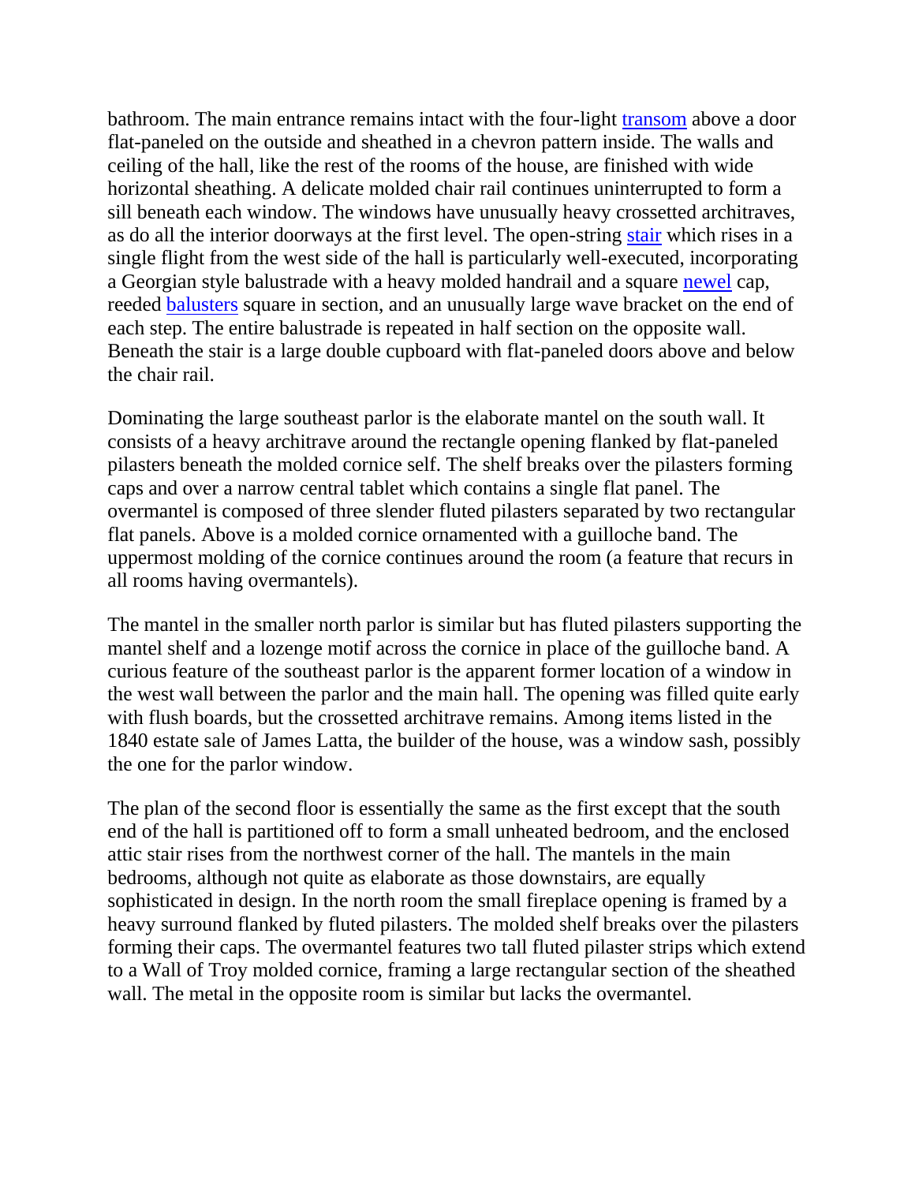bathroom. The main entrance remains intact with the four-light transom above a door flat-paneled on the outside and sheathed in a chevron pattern inside. The walls and ceiling of the hall, like the rest of the rooms of the house, are finished with wide horizontal sheathing. A delicate molded chair rail continues uninterrupted to form a sill beneath each window. The windows have unusually heavy crossetted architraves, as do all the interior doorways at the first level. The open-string stair which rises in a single flight from the west side of the hall is particularly well-executed, incorporating a Georgian style balustrade with a heavy molded handrail and a square newel cap, reeded balusters square in section, and an unusually large wave bracket on the end of each step. The entire balustrade is repeated in half section on the opposite wall. Beneath the stair is a large double cupboard with flat-paneled doors above and below the chair rail.

Dominating the large southeast parlor is the elaborate mantel on the south wall. It consists of a heavy architrave around the rectangle opening flanked by flat-paneled pilasters beneath the molded cornice self. The shelf breaks over the pilasters forming caps and over a narrow central tablet which contains a single flat panel. The overmantel is composed of three slender fluted pilasters separated by two rectangular flat panels. Above is a molded cornice ornamented with a guilloche band. The uppermost molding of the cornice continues around the room (a feature that recurs in all rooms having overmantels).

The mantel in the smaller north parlor is similar but has fluted pilasters supporting the mantel shelf and a lozenge motif across the cornice in place of the guilloche band. A curious feature of the southeast parlor is the apparent former location of a window in the west wall between the parlor and the main hall. The opening was filled quite early with flush boards, but the crossetted architrave remains. Among items listed in the 1840 estate sale of James Latta, the builder of the house, was a window sash, possibly the one for the parlor window.

The plan of the second floor is essentially the same as the first except that the south end of the hall is partitioned off to form a small unheated bedroom, and the enclosed attic stair rises from the northwest corner of the hall. The mantels in the main bedrooms, although not quite as elaborate as those downstairs, are equally sophisticated in design. In the north room the small fireplace opening is framed by a heavy surround flanked by fluted pilasters. The molded shelf breaks over the pilasters forming their caps. The overmantel features two tall fluted pilaster strips which extend to a Wall of Troy molded cornice, framing a large rectangular section of the sheathed wall. The metal in the opposite room is similar but lacks the overmantel.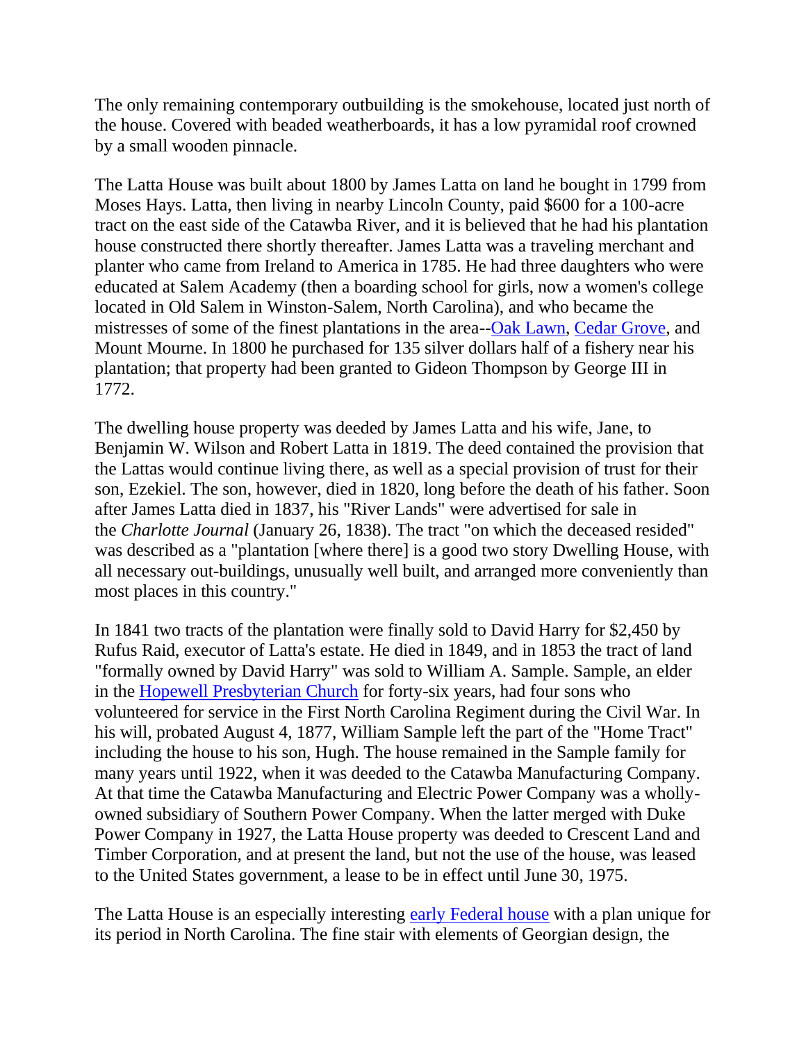The only remaining contemporary outbuilding is the smokehouse, located just north of the house. Covered with beaded weatherboards, it has a low pyramidal roof crowned by a small wooden pinnacle.

The Latta House was built about 1800 by James Latta on land he bought in 1799 from Moses Hays. Latta, then living in nearby Lincoln County, paid $600 for a 100-acre tract on the east side of the Catawba River, and it is believed that he had his plantation house constructed there shortly thereafter. James Latta was a traveling merchant and planter who came from Ireland to America in 1785. He had three daughters who were educated at Salem Academy (then a boarding school for girls, now a women's college located in Old Salem in Winston-Salem, North Carolina), and who became the mistresses of some of the finest plantations in the area--Oak Lawn, Cedar Grove, and Mount Mourne. In 1800 he purchased for 135 silver dollars half of a fishery near his plantation; that property had been granted to Gideon Thompson by George III in 1772.

The dwelling house property was deeded by James Latta and his wife, Jane, to Benjamin W. Wilson and Robert Latta in 1819. The deed contained the provision that the Lattas would continue living there, as well as a special provision of trust for their son, Ezekiel. The son, however, died in 1820, long before the death of his father. Soon after James Latta died in 1837, his "River Lands" were advertised for sale in the *Charlotte Journal* (January 26, 1838). The tract "on which the deceased resided" was described as a "plantation [where there] is a good two story Dwelling House, with all necessary out-buildings, unusually well built, and arranged more conveniently than most places in this country."

In 1841 two tracts of the plantation were finally sold to David Harry for $2,450 by Rufus Raid, executor of Latta's estate. He died in 1849, and in 1853 the tract of land "formally owned by David Harry" was sold to William A. Sample. Sample, an elder in the Hopewell Presbyterian Church for forty-six years, had four sons who volunteered for service in the First North Carolina Regiment during the Civil War. In his will, probated August 4, 1877, William Sample left the part of the "Home Tract" including the house to his son, Hugh. The house remained in the Sample family for many years until 1922, when it was deeded to the Catawba Manufacturing Company. At that time the Catawba Manufacturing and Electric Power Company was a wholly-owned subsidiary of Southern Power Company. When the latter merged with Duke Power Company in 1927, the Latta House property was deeded to Crescent Land and Timber Corporation, and at present the land, but not the use of the house, was leased to the United States government, a lease to be in effect until June 30, 1975.

The Latta House is an especially interesting early Federal house with a plan unique for its period in North Carolina. The fine stair with elements of Georgian design, the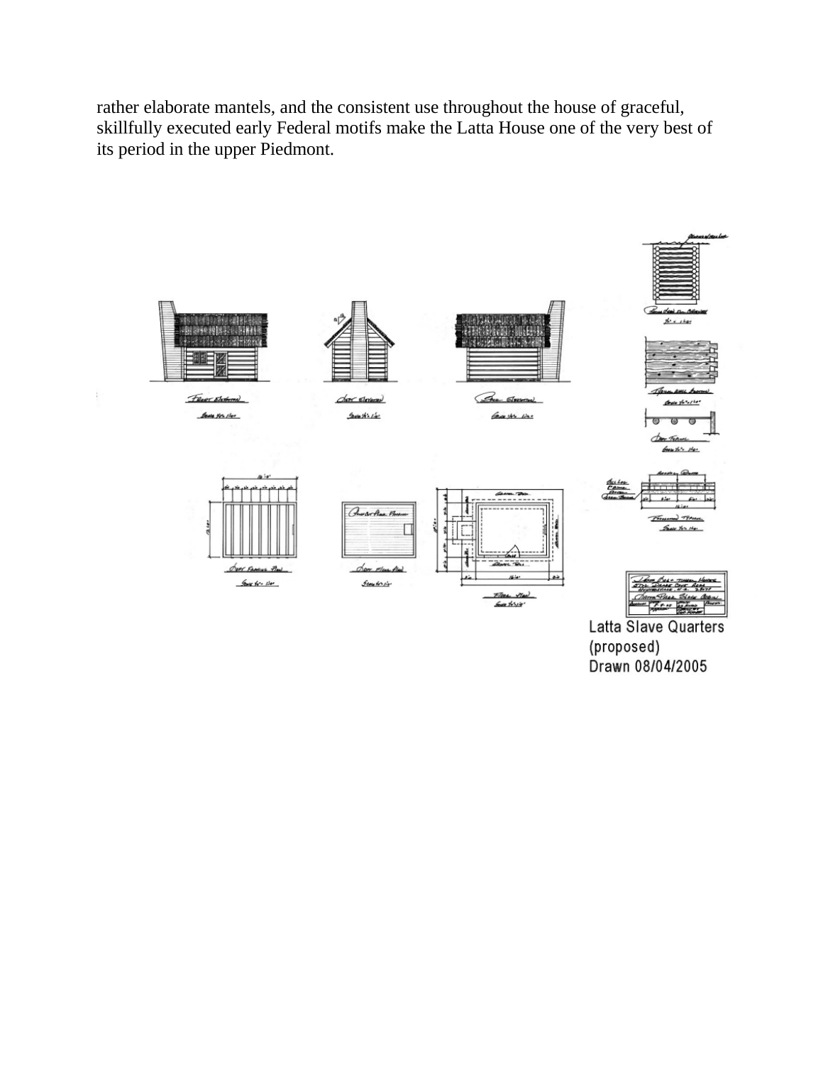rather elaborate mantels, and the consistent use throughout the house of graceful, skillfully executed early Federal motifs make the Latta House one of the very best of its period in the upper Piedmont.

Latta Slave Quarters (proposed)
Drawn 08/04/2005